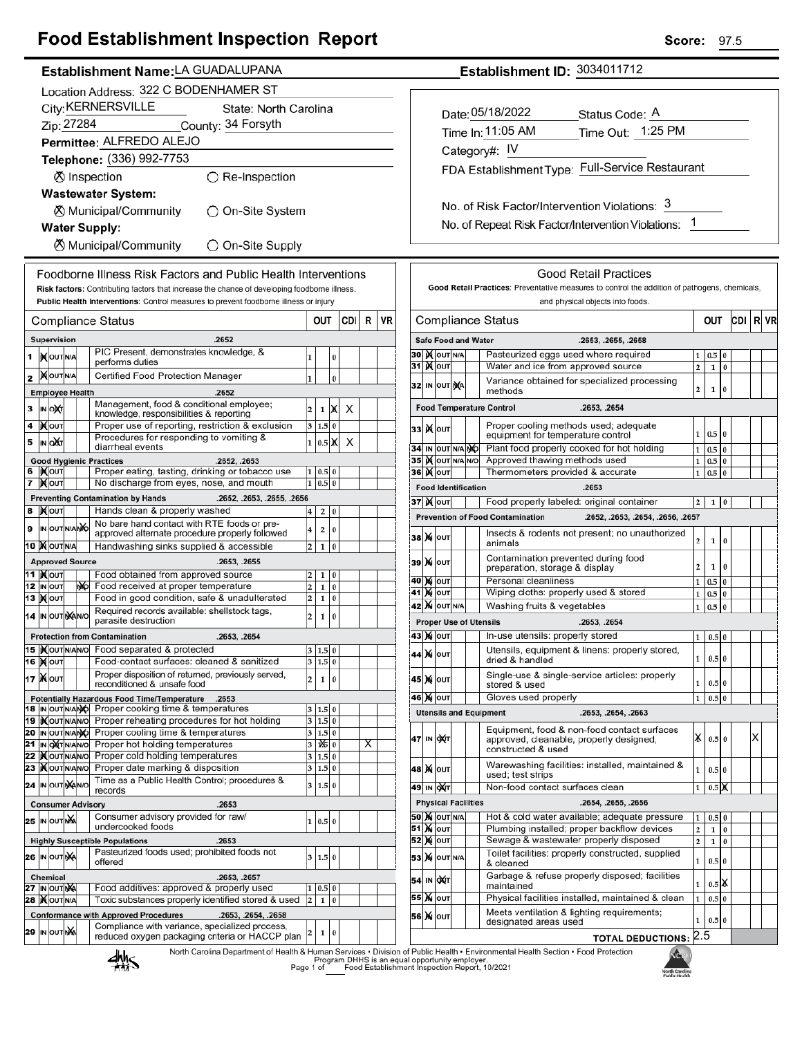# Food Establishment Inspection Report

**Score:** 97.5

**Establishment Name:** LA GUADALUPANA

**Establishment ID:** 3034011712

Location Address: 322 C BODENHAMER ST

City: KERNERSVILLE State: North Carolina

Zip: 27284 County: 34 Forsyth

Permittee: ALFREDO ALEJO

Telephone: (336) 992-7753

☒ Inspection ☐ Re-Inspection

**Wastewater System:**

☒ Municipal/Community ☐ On-Site System

**Water Supply:**

☒ Municipal/Community ☐ On-Site Supply

Date: 05/18/2022 Status Code: A

Time In: 11:05 AM Time Out: 1:25 PM

Category#: IV

FDA Establishment Type: Full-Service Restaurant

No. of Risk Factor/Intervention Violations: 3

No. of Repeat Risk Factor/Intervention Violations: 1

## Foodborne Illness Risk Factors and Public Health Interventions

**Risk factors:** Contributing factors that increase the chance of developing foodborne illness.
**Public Health Interventions:** Control measures to prevent foodborne illness or injury

| # | Status | Compliance Status | OUT | | | CDI | R | VR |
|---|---|---|---|---|---|---|---|---|
| | | **Supervision .2652** | | | | | | |
| 1 | IN | PIC Present, demonstrates knowledge, & performs duties | 1 | | 0 | | | |
| 2 | IN | Certified Food Protection Manager | 1 | | 0 | | | |
| | | **Employee Health .2652** | | | | | | |
| 3 | OUT | Management, food & conditional employee; knowledge, responsibilities & reporting | 2 | 1 | X | | X | |
| 4 | IN | Proper use of reporting, restriction & exclusion | 3 | 1.5 | 0 | | | |
| 5 | OUT | Procedures for responding to vomiting & diarrheal events | 1 | 0.5 | X | | X | |
| | | **Good Hygienic Practices .2652, .2653** | | | | | | |
| 6 | IN | Proper eating, tasting, drinking or tobacco use | 1 | 0.5 | 0 | | | |
| 7 | IN | No discharge from eyes, nose, and mouth | 1 | 0.5 | 0 | | | |
| | | **Preventing Contamination by Hands .2652, .2653, .2655, .2656** | | | | | | |
| 8 | IN | Hands clean & properly washed | 4 | 2 | 0 | | | |
| 9 | N/O | No bare hand contact with RTE foods or pre-approved alternate procedure properly followed | 4 | 2 | 0 | | | |
| 10 | IN | Handwashing sinks supplied & accessible | 2 | 1 | 0 | | | |
| | | **Approved Source .2653, .2655** | | | | | | |
| 11 | IN | Food obtained from approved source | 2 | 1 | 0 | | | |
| 12 | N/O | Food received at proper temperature | 2 | 1 | 0 | | | |
| 13 | IN | Food in good condition, safe & unadulterated | 2 | 1 | 0 | | | |
| 14 | N/A | Required records available: shellstock tags, parasite destruction | 2 | 1 | 0 | | | |
| | | **Protection from Contamination .2653, .2654** | | | | | | |
| 15 | IN | Food separated & protected | 3 | 1.5 | 0 | | | |
| 16 | IN | Food-contact surfaces: cleaned & sanitized | 3 | 1.5 | 0 | | | |
| 17 | IN | Proper disposition of returned, previously served, reconditioned & unsafe food | 2 | 1 | 0 | | | |
| | | **Potentially Hazardous Food Time/Temperature .2653** | | | | | | |
| 18 | N/O | Proper cooking time & temperatures | 3 | 1.5 | 0 | | | |
| 19 | IN | Proper reheating procedures for hot holding | 3 | 1.5 | 0 | | | |
| 20 | N/O | Proper cooling time & temperatures | 3 | 1.5 | 0 | | | |
| 21 | OUT | Proper hot holding temperatures | 3 | X 1.5 | 0 | | X | |
| 22 | IN | Proper cold holding temperatures | 3 | 1.5 | 0 | | | |
| 23 | IN | Proper date marking & disposition | 3 | 1.5 | 0 | | | |
| 24 | N/A | Time as a Public Health Control; procedures & records | 3 | 1.5 | 0 | | | |
| | | **Consumer Advisory .2653** | | | | | | |
| 25 | N/A | Consumer advisory provided for raw/ undercooked foods | 1 | 0.5 | 0 | | | |
| | | **Highly Susceptible Populations .2653** | | | | | | |
| 26 | N/A | Pasteurized foods used; prohibited foods not offered | 3 | 1.5 | 0 | | | |
| | | **Chemical .2653, .2657** | | | | | | |
| 27 | N/A | Food additives: approved & properly used | 1 | 0.5 | 0 | | | |
| 28 | IN | Toxic substances properly identified stored & used | 2 | 1 | 0 | | | |
| | | **Conformance with Approved Procedures .2653, .2654, .2658** | | | | | | |
| 29 | N/A | Compliance with variance, specialized process, reduced oxygen packaging criteria or HACCP plan | 2 | 1 | 0 | | | |

## Good Retail Practices

**Good Retail Practices:** Preventative measures to control the addition of pathogens, chemicals, and physical objects into foods.

| # | Status | Compliance Status | OUT | | | CDI | R | VR |
|---|---|---|---|---|---|---|---|---|
| | | **Safe Food and Water .2653, .2655, .2658** | | | | | | |
| 30 | IN | Pasteurized eggs used where required | 1 | 0.5 | 0 | | | |
| 31 | IN | Water and ice from approved source | 2 | 1 | 0 | | | |
| 32 | N/A | Variance obtained for specialized processing methods | 2 | 1 | 0 | | | |
| | | **Food Temperature Control .2653, .2654** | | | | | | |
| 33 | IN | Proper cooling methods used; adequate equipment for temperature control | 1 | 0.5 | 0 | | | |
| 34 | N/O | Plant food properly cooked for hot holding | 1 | 0.5 | 0 | | | |
| 35 | IN | Approved thawing methods used | 1 | 0.5 | 0 | | | |
| 36 | IN | Thermometers provided & accurate | 1 | 0.5 | 0 | | | |
| | | **Food Identification .2653** | | | | | | |
| 37 | IN | Food properly labeled: original container | 2 | 1 | 0 | | | |
| | | **Prevention of Food Contamination .2652, .2653, .2654, .2656, .2657** | | | | | | |
| 38 | IN | Insects & rodents not present; no unauthorized animals | 2 | 1 | 0 | | | |
| 39 | IN | Contamination prevented during food preparation, storage & display | 2 | 1 | 0 | | | |
| 40 | IN | Personal cleanliness | 1 | 0.5 | 0 | | | |
| 41 | IN | Wiping cloths: properly used & stored | 1 | 0.5 | 0 | | | |
| 42 | IN | Washing fruits & vegetables | 1 | 0.5 | 0 | | | |
| | | **Proper Use of Utensils .2653, .2654** | | | | | | |
| 43 | IN | In-use utensils: properly stored | 1 | 0.5 | 0 | | | |
| 44 | IN | Utensils, equipment & linens: properly stored, dried & handled | 1 | 0.5 | 0 | | | |
| 45 | IN | Single-use & single-service articles: properly stored & used | 1 | 0.5 | 0 | | | |
| 46 | IN | Gloves used properly | 1 | 0.5 | 0 | | | |
| | | **Utensils and Equipment .2653, .2654, .2663** | | | | | | |
| 47 | OUT | Equipment, food & non-food contact surfaces approved, cleanable, properly designed, constructed & used | X | 0.5 | 0 | | | X |
| 48 | IN | Warewashing facilities: installed, maintained & used; test strips | 1 | 0.5 | 0 | | | |
| 49 | OUT | Non-food contact surfaces clean | 1 | 0.5 | X | | | |
| | | **Physical Facilities .2654, .2655, .2656** | | | | | | |
| 50 | IN | Hot & cold water available; adequate pressure | 1 | 0.5 | 0 | | | |
| 51 | IN | Plumbing installed; proper backflow devices | 2 | 1 | 0 | | | |
| 52 | IN | Sewage & wastewater properly disposed | 2 | 1 | 0 | | | |
| 53 | IN | Toilet facilities: properly constructed, supplied & cleaned | 1 | 0.5 | 0 | | | |
| 54 | OUT | Garbage & refuse properly disposed; facilities maintained | 1 | 0.5 | X | | | |
| 55 | IN | Physical facilities installed, maintained & clean | 1 | 0.5 | 0 | | | |
| 56 | IN | Meets ventilation & lighting requirements; designated areas used | 1 | 0.5 | 0 | | | |
| | | **TOTAL DEDUCTIONS:** | 2.5 | | | | | |

North Carolina Department of Health & Human Services • Division of Public Health • Environmental Health Section • Food Protection Program DHHS is an equal opportunity employer.

Food Establishment Inspection Report, 10/2021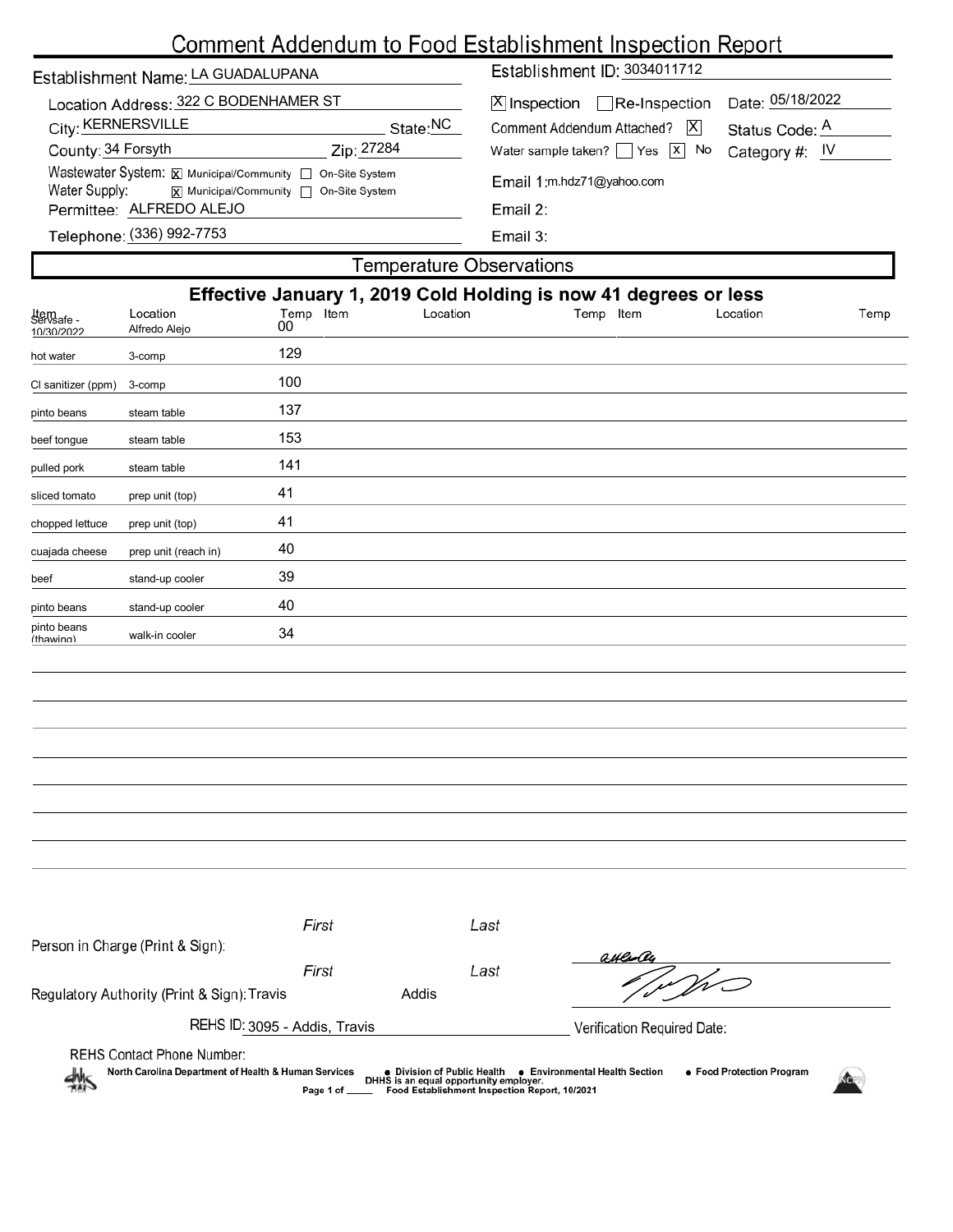# Comment Addendum to Food Establishment Inspection Report

Establishment Name: LA GUADALUPANA

Establishment ID: 3034011712

Location Address: 322 C BODENHAMER ST

City: KERNERSVILLE State: NC

County: 34 Forsyth Zip: 27284

Wastewater System: [X] Municipal/Community [ ] On-Site System

Water Supply: [X] Municipal/Community [ ] On-Site System

Permittee: ALFREDO ALEJO

Telephone: (336) 992-7753

[X] Inspection [ ] Re-Inspection Date: 05/18/2022

Comment Addendum Attached? [X] Status Code: A

Water sample taken? [ ] Yes [X] No Category #: IV

Email 1: m.hdz71@yahoo.com

Email 2:

Email 3:

## Temperature Observations

**Effective January 1, 2019 Cold Holding is now 41 degrees or less**

| Item | Location | Temp | Item | Location | Temp | Item | Location | Temp |
|---|---|---|---|---|---|---|---|---|
| Servsafe - 10/30/2022 | Alfredo Alejo | 00 | | | | | | |
| hot water | 3-comp | 129 | | | | | | |
| Cl sanitizer (ppm) | 3-comp | 100 | | | | | | |
| pinto beans | steam table | 137 | | | | | | |
| beef tongue | steam table | 153 | | | | | | |
| pulled pork | steam table | 141 | | | | | | |
| sliced tomato | prep unit (top) | 41 | | | | | | |
| chopped lettuce | prep unit (top) | 41 | | | | | | |
| cuajada cheese | prep unit (reach in) | 40 | | | | | | |
| beef | stand-up cooler | 39 | | | | | | |
| pinto beans | stand-up cooler | 40 | | | | | | |
| pinto beans (thawing) | walk-in cooler | 34 | | | | | | |

Person in Charge (Print & Sign): First Last

Regulatory Authority (Print & Sign): First Travis Last Addis

REHS ID: 3095 - Addis, Travis

Verification Required Date:

REHS Contact Phone Number:

North Carolina Department of Health & Human Services • Division of Public Health • Environmental Health Section • Food Protection Program

DHHS is an equal opportunity employer.

Food Establishment Inspection Report, 10/2021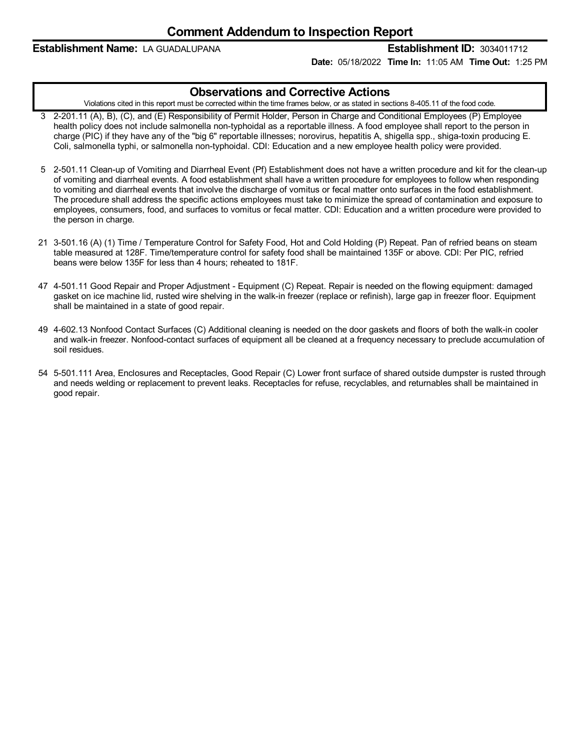# Comment Addendum to Inspection Report

**Establishment Name:** LA GUADALUPANA **Establishment ID:** 3034011712

**Date:** 05/18/2022 **Time In:** 11:05 AM **Time Out:** 1:25 PM

## Observations and Corrective Actions

Violations cited in this report must be corrected within the time frames below, or as stated in sections 8-405.11 of the food code.

3 2-201.11 (A), B), (C), and (E) Responsibility of Permit Holder, Person in Charge and Conditional Employees (P) Employee health policy does not include salmonella non-typhoidal as a reportable illness. A food employee shall report to the person in charge (PIC) if they have any of the "big 6" reportable illnesses; norovirus, hepatitis A, shigella spp., shiga-toxin producing E. Coli, salmonella typhi, or salmonella non-typhoidal. CDI: Education and a new employee health policy were provided.

5 2-501.11 Clean-up of Vomiting and Diarrheal Event (Pf) Establishment does not have a written procedure and kit for the clean-up of vomiting and diarrheal events. A food establishment shall have a written procedure for employees to follow when responding to vomiting and diarrheal events that involve the discharge of vomitus or fecal matter onto surfaces in the food establishment. The procedure shall address the specific actions employees must take to minimize the spread of contamination and exposure to employees, consumers, food, and surfaces to vomitus or fecal matter. CDI: Education and a written procedure were provided to the person in charge.

21 3-501.16 (A) (1) Time / Temperature Control for Safety Food, Hot and Cold Holding (P) Repeat. Pan of refried beans on steam table measured at 128F. Time/temperature control for safety food shall be maintained 135F or above. CDI: Per PIC, refried beans were below 135F for less than 4 hours; reheated to 181F.

47 4-501.11 Good Repair and Proper Adjustment - Equipment (C) Repeat. Repair is needed on the flowing equipment: damaged gasket on ice machine lid, rusted wire shelving in the walk-in freezer (replace or refinish), large gap in freezer floor. Equipment shall be maintained in a state of good repair.

49 4-602.13 Nonfood Contact Surfaces (C) Additional cleaning is needed on the door gaskets and floors of both the walk-in cooler and walk-in freezer. Nonfood-contact surfaces of equipment all be cleaned at a frequency necessary to preclude accumulation of soil residues.

54 5-501.111 Area, Enclosures and Receptacles, Good Repair (C) Lower front surface of shared outside dumpster is rusted through and needs welding or replacement to prevent leaks. Receptacles for refuse, recyclables, and returnables shall be maintained in good repair.